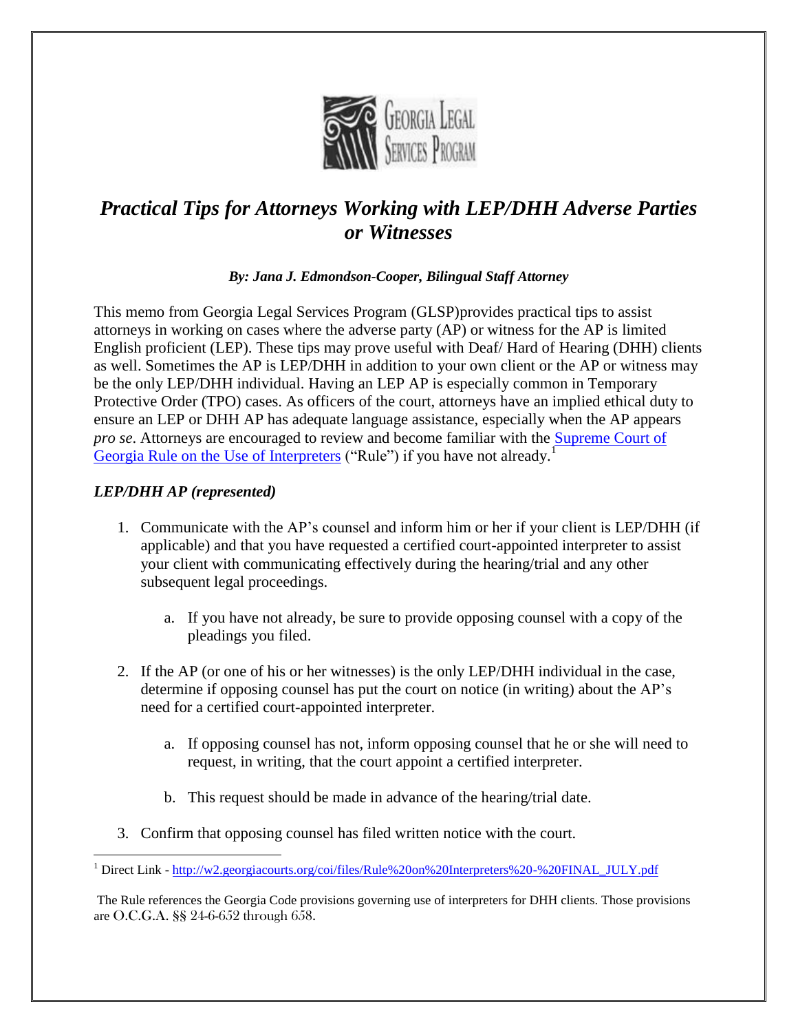GEORGIA LEGAL SERVICES PROGRAM

# *Practical Tips for Attorneys Working with LEP/DHH Adverse Parties or Witnesses*

***By: Jana J. Edmondson-Cooper, Bilingual Staff Attorney***

This memo from Georgia Legal Services Program (GLSP)provides practical tips to assist attorneys in working on cases where the adverse party (AP) or witness for the AP is limited English proficient (LEP). These tips may prove useful with Deaf/ Hard of Hearing (DHH) clients as well. Sometimes the AP is LEP/DHH in addition to your own client or the AP or witness may be the only LEP/DHH individual. Having an LEP AP is especially common in Temporary Protective Order (TPO) cases. As officers of the court, attorneys have an implied ethical duty to ensure an LEP or DHH AP has adequate language assistance, especially when the AP appears *pro se*. Attorneys are encouraged to review and become familiar with the Supreme Court of Georgia Rule on the Use of Interpreters ("Rule") if you have not already.[1]

## *LEP/DHH AP (represented)*

1. Communicate with the AP's counsel and inform him or her if your client is LEP/DHH (if applicable) and that you have requested a certified court-appointed interpreter to assist your client with communicating effectively during the hearing/trial and any other subsequent legal proceedings.
   a. If you have not already, be sure to provide opposing counsel with a copy of the pleadings you filed.
2. If the AP (or one of his or her witnesses) is the only LEP/DHH individual in the case, determine if opposing counsel has put the court on notice (in writing) about the AP's need for a certified court-appointed interpreter.
   a. If opposing counsel has not, inform opposing counsel that he or she will need to request, in writing, that the court appoint a certified interpreter.
   b. This request should be made in advance of the hearing/trial date.
3. Confirm that opposing counsel has filed written notice with the court.

---

[1] Direct Link - http://w2.georgiacourts.org/coi/files/Rule%20on%20Interpreters%20-%20FINAL_JULY.pdf

The Rule references the Georgia Code provisions governing use of interpreters for DHH clients. Those provisions are O.C.G.A. §§ 24-6-652 through 658.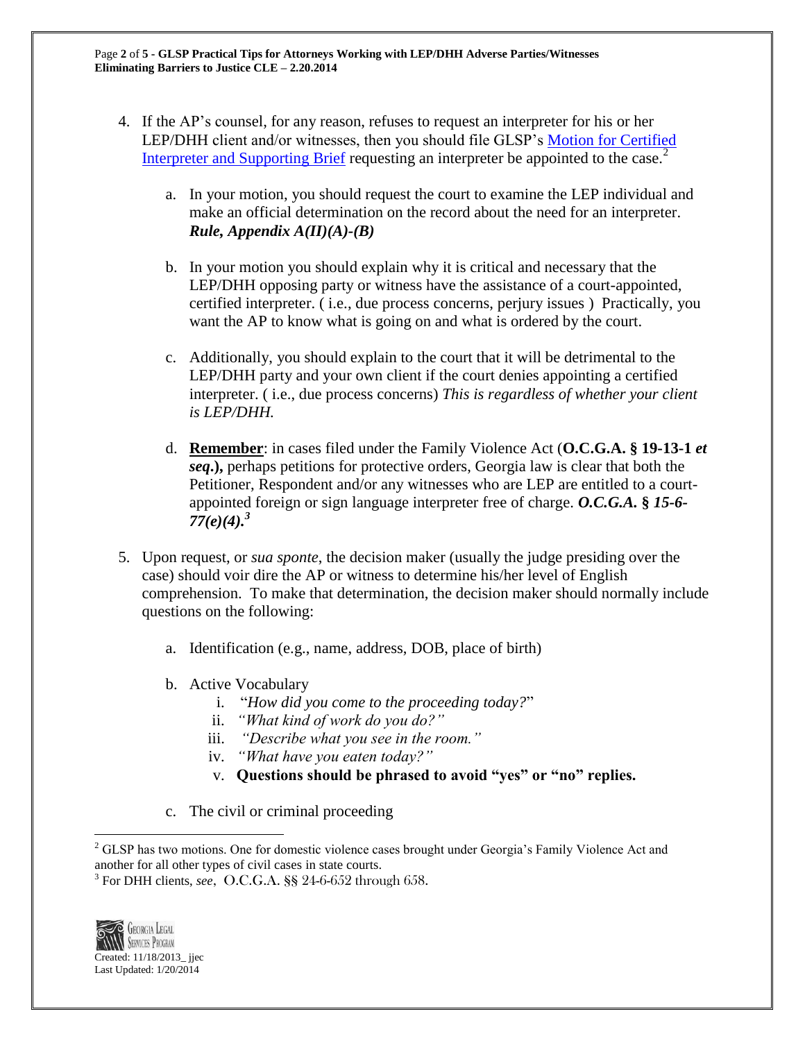4. If the AP's counsel, for any reason, refuses to request an interpreter for his or her LEP/DHH client and/or witnesses, then you should file GLSP's Motion for Certified Interpreter and Supporting Brief requesting an interpreter be appointed to the case.[2]

   a. In your motion, you should request the court to examine the LEP individual and make an official determination on the record about the need for an interpreter. ***Rule, Appendix A(II)(A)-(B)***

   b. In your motion you should explain why it is critical and necessary that the LEP/DHH opposing party or witness have the assistance of a court-appointed, certified interpreter. ( i.e., due process concerns, perjury issues ) Practically, you want the AP to know what is going on and what is ordered by the court.

   c. Additionally, you should explain to the court that it will be detrimental to the LEP/DHH party and your own client if the court denies appointing a certified interpreter. ( i.e., due process concerns) *This is regardless of whether your client is LEP/DHH.*

   d. **Remember**: in cases filed under the Family Violence Act (**O.C.G.A. § 19-13-1 *et seq*.),** perhaps petitions for protective orders, Georgia law is clear that both the Petitioner, Respondent and/or any witnesses who are LEP are entitled to a court-appointed foreign or sign language interpreter free of charge. ***O.C.G.A. § 15-6-77(e)(4).***[3]

5. Upon request, or *sua sponte*, the decision maker (usually the judge presiding over the case) should voir dire the AP or witness to determine his/her level of English comprehension. To make that determination, the decision maker should normally include questions on the following:

   a. Identification (e.g., name, address, DOB, place of birth)

   b. Active Vocabulary
      i. "*How did you come to the proceeding today?*"
      ii. *"What kind of work do you do?"*
      iii. *"Describe what you see in the room."*
      iv. *"What have you eaten today?"*
      v. **Questions should be phrased to avoid "yes" or "no" replies.**

   c. The civil or criminal proceeding

---

[2] GLSP has two motions. One for domestic violence cases brought under Georgia's Family Violence Act and another for all other types of civil cases in state courts.

[3] For DHH clients, *see*, O.C.G.A. §§ 24-6-652 through 658.

Georgia Legal Services Program
Created: 11/18/2013_ jjec
Last Updated: 1/20/2014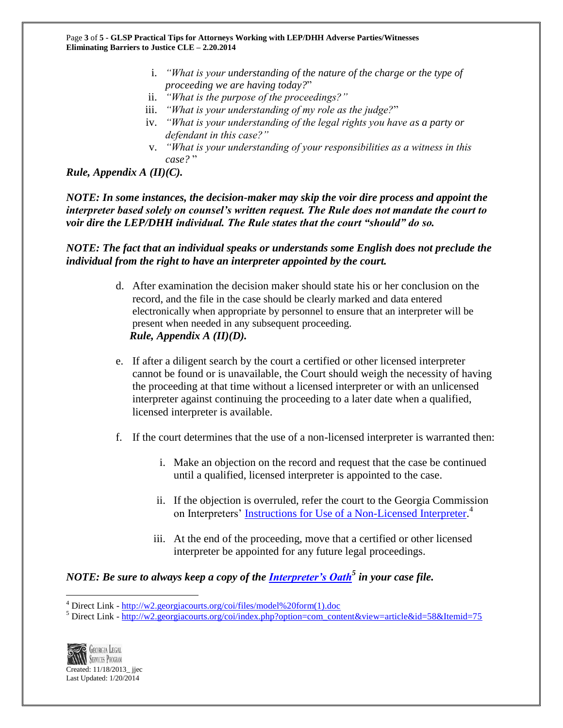i. *"What is your understanding of the nature of the charge or the type of proceeding we are having today?"*
ii. *"What is the purpose of the proceedings?"*
iii. *"What is your understanding of my role as the judge?"*
iv. *"What is your understanding of the legal rights you have as a party or defendant in this case?"*
v. *"What is your understanding of your responsibilities as a witness in this case?"*

***Rule, Appendix A (II)(C).***

***NOTE: In some instances, the decision-maker may skip the voir dire process and appoint the interpreter based solely on counsel's written request. The Rule does not mandate the court to voir dire the LEP/DHH individual. The Rule states that the court "should" do so.***

***NOTE: The fact that an individual speaks or understands some English does not preclude the individual from the right to have an interpreter appointed by the court.***

d. After examination the decision maker should state his or her conclusion on the record, and the file in the case should be clearly marked and data entered electronically when appropriate by personnel to ensure that an interpreter will be present when needed in any subsequent proceeding.
***Rule, Appendix A (II)(D).***

e. If after a diligent search by the court a certified or other licensed interpreter cannot be found or is unavailable, the Court should weigh the necessity of having the proceeding at that time without a licensed interpreter or with an unlicensed interpreter against continuing the proceeding to a later date when a qualified, licensed interpreter is available.

f. If the court determines that the use of a non-licensed interpreter is warranted then:

i. Make an objection on the record and request that the case be continued until a qualified, licensed interpreter is appointed to the case.

ii. If the objection is overruled, refer the court to the Georgia Commission on Interpreters' [Instructions for Use of a Non-Licensed Interpreter](http://w2.georgiacourts.org/coi/files/model%20form(1).doc).[4]

iii. At the end of the proceeding, move that a certified or other licensed interpreter be appointed for any future legal proceedings.

***NOTE: Be sure to always keep a copy of the [Interpreter's Oath](http://w2.georgiacourts.org/coi/index.php?option=com_content&view=article&id=58&Itemid=75)[5] in your case file.***

---

[4] Direct Link - http://w2.georgiacourts.org/coi/files/model%20form(1).doc

[5] Direct Link - http://w2.georgiacourts.org/coi/index.php?option=com_content&view=article&id=58&Itemid=75

Created: 11/18/2013_ jjec
Last Updated: 1/20/2014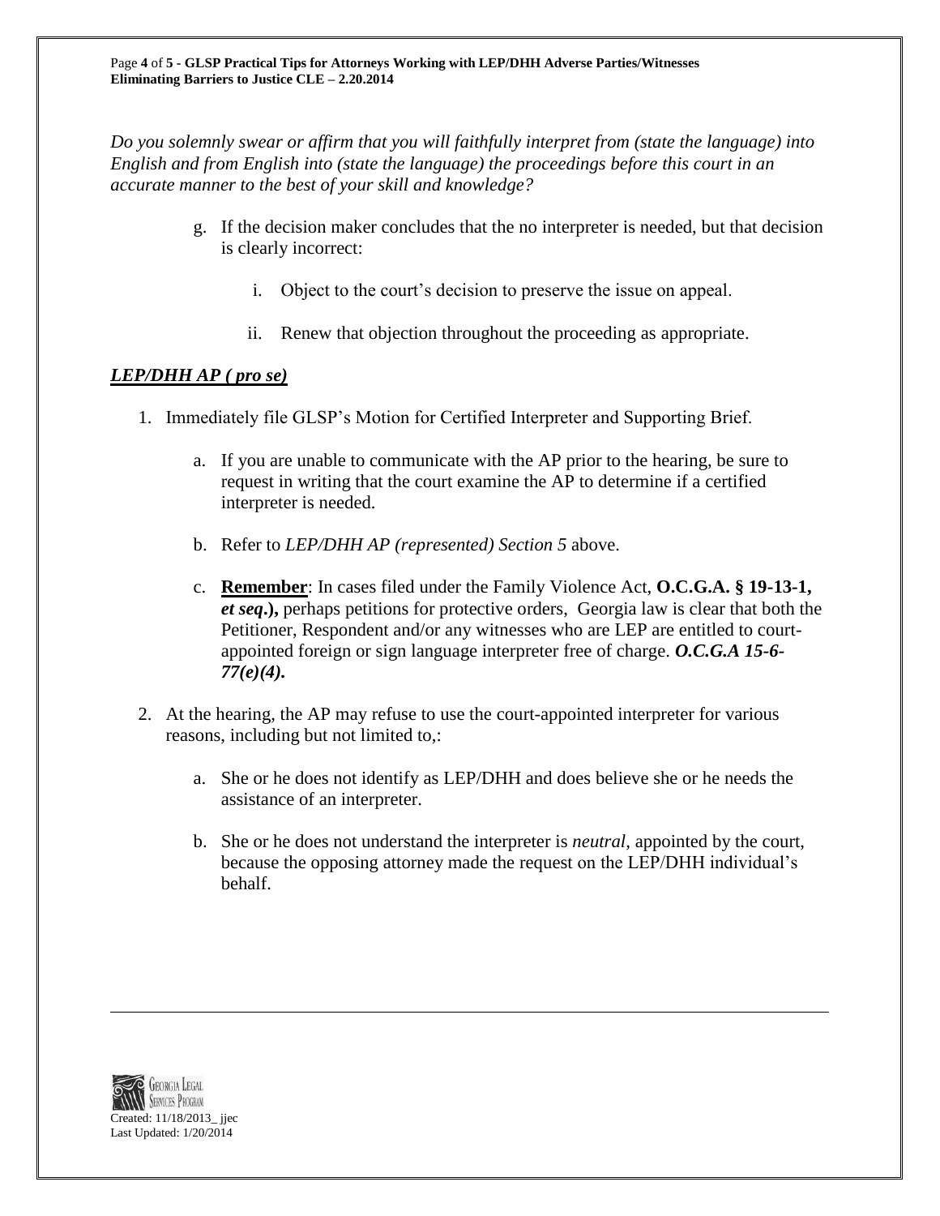*Do you solemnly swear or affirm that you will faithfully interpret from (state the language) into English and from English into (state the language) the proceedings before this court in an accurate manner to the best of your skill and knowledge?*

g. If the decision maker concludes that the no interpreter is needed, but that decision is clearly incorrect:

   i. Object to the court's decision to preserve the issue on appeal.

   ii. Renew that objection throughout the proceeding as appropriate.

***LEP/DHH AP ( pro se)***

1. Immediately file GLSP's Motion for Certified Interpreter and Supporting Brief.

   a. If you are unable to communicate with the AP prior to the hearing, be sure to request in writing that the court examine the AP to determine if a certified interpreter is needed.

   b. Refer to *LEP/DHH AP (represented) Section 5* above.

   c. **Remember**: In cases filed under the Family Violence Act, **O.C.G.A. § 19-13-1, *et seq*.),** perhaps petitions for protective orders, Georgia law is clear that both the Petitioner, Respondent and/or any witnesses who are LEP are entitled to court-appointed foreign or sign language interpreter free of charge. ***O.C.G.A 15-6-77(e)(4).***

2. At the hearing, the AP may refuse to use the court-appointed interpreter for various reasons, including but not limited to,:

   a. She or he does not identify as LEP/DHH and does believe she or he needs the assistance of an interpreter.

   b. She or he does not understand the interpreter is *neutral*, appointed by the court, because the opposing attorney made the request on the LEP/DHH individual's behalf.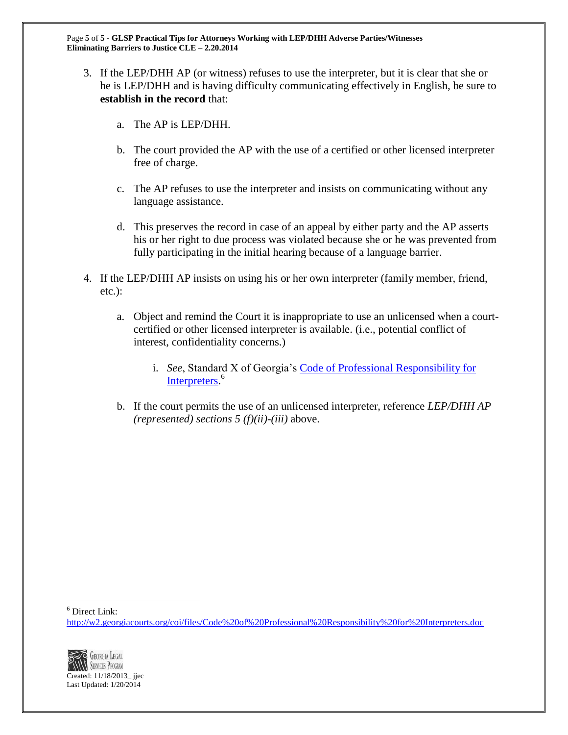3. If the LEP/DHH AP (or witness) refuses to use the interpreter, but it is clear that she or he is LEP/DHH and is having difficulty communicating effectively in English, be sure to **establish in the record** that:

    a. The AP is LEP/DHH.

    b. The court provided the AP with the use of a certified or other licensed interpreter free of charge.

    c. The AP refuses to use the interpreter and insists on communicating without any language assistance.

    d. This preserves the record in case of an appeal by either party and the AP asserts his or her right to due process was violated because she or he was prevented from fully participating in the initial hearing because of a language barrier.

4. If the LEP/DHH AP insists on using his or her own interpreter (family member, friend, etc.):

    a. Object and remind the Court it is inappropriate to use an unlicensed when a court-certified or other licensed interpreter is available. (i.e., potential conflict of interest, confidentiality concerns.)

        i. *See*, Standard X of Georgia's Code of Professional Responsibility for Interpreters.[6]

    b. If the court permits the use of an unlicensed interpreter, reference *LEP/DHH AP (represented) sections 5 (f)(ii)-(iii)* above.

[6] Direct Link: http://w2.georgiacourts.org/coi/files/Code%20of%20Professional%20Responsibility%20for%20Interpreters.doc

Created: 11/18/2013_ jjec
Last Updated: 1/20/2014